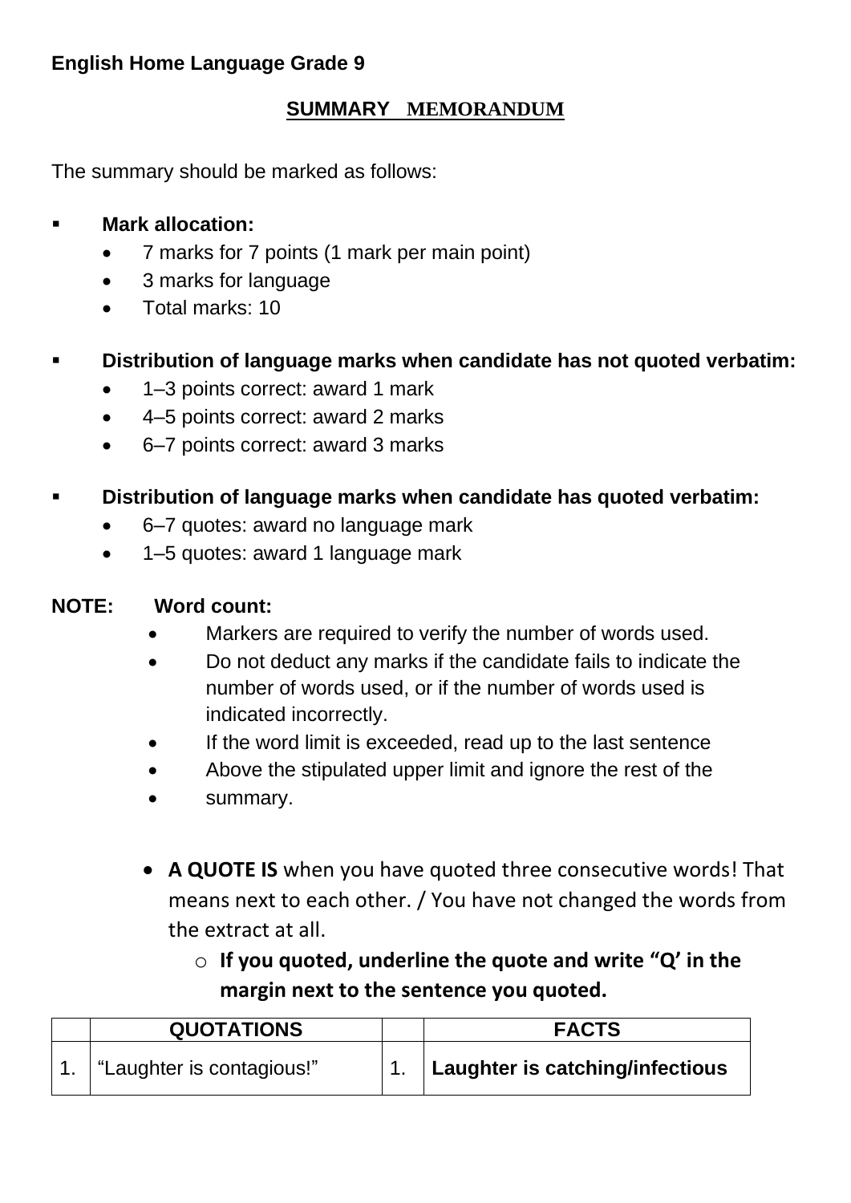**English Home Language Grade 9**

## SUMMARY MEMORANDUM

The summary should be marked as follows:

- **Mark allocation:**
  - 7 marks for 7 points (1 mark per main point)
  - 3 marks for language
  - Total marks: 10

- **Distribution of language marks when candidate has not quoted verbatim:**
  - 1–3 points correct: award 1 mark
  - 4–5 points correct: award 2 marks
  - 6–7 points correct: award 3 marks

- **Distribution of language marks when candidate has quoted verbatim:**
  - 6–7 quotes: award no language mark
  - 1–5 quotes: award 1 language mark

**NOTE: Word count:**

- Markers are required to verify the number of words used.
- Do not deduct any marks if the candidate fails to indicate the number of words used, or if the number of words used is indicated incorrectly.
- If the word limit is exceeded, read up to the last sentence
- Above the stipulated upper limit and ignore the rest of the
- summary.

- **A QUOTE IS** when you have quoted three consecutive words! That means next to each other. / You have not changed the words from the extract at all.
  - **If you quoted, underline the quote and write "Q' in the margin next to the sentence you quoted.**

| | QUOTATIONS | | FACTS |
|---|---|---|---|
| 1. | "Laughter is contagious!" | 1. | **Laughter is catching/infectious** |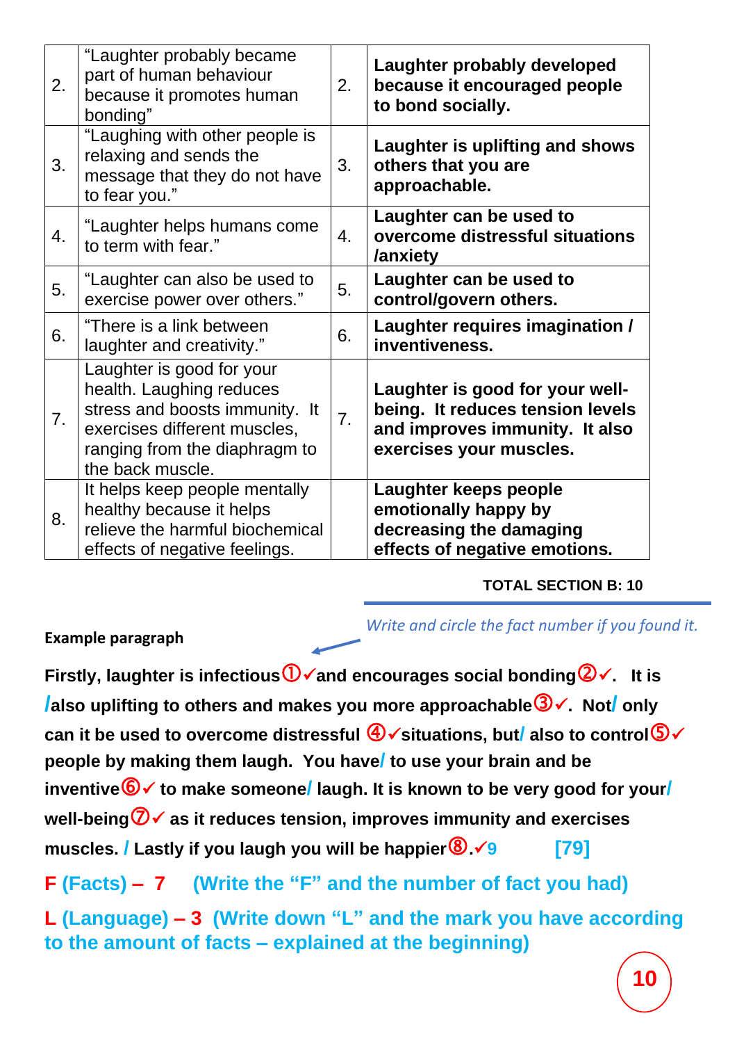| | | | |
|---|---|---|---|
| 2. | "Laughter probably became part of human behaviour because it promotes human bonding" | 2. | **Laughter probably developed because it encouraged people to bond socially.** |
| 3. | "Laughing with other people is relaxing and sends the message that they do not have to fear you." | 3. | **Laughter is uplifting and shows others that you are approachable.** |
| 4. | "Laughter helps humans come to term with fear." | 4. | **Laughter can be used to overcome distressful situations /anxiety** |
| 5. | "Laughter can also be used to exercise power over others." | 5. | **Laughter can be used to control/govern others.** |
| 6. | "There is a link between laughter and creativity." | 6. | **Laughter requires imagination / inventiveness.** |
| 7. | Laughter is good for your health. Laughing reduces stress and boosts immunity. It exercises different muscles, ranging from the diaphragm to the back muscle. | 7. | **Laughter is good for your well-being. It reduces tension levels and improves immunity. It also exercises your muscles.** |
| 8. | It helps keep people mentally healthy because it helps relieve the harmful biochemical effects of negative feelings. | | **Laughter keeps people emotionally happy by decreasing the damaging effects of negative emotions.** |

**TOTAL SECTION B: 10**

*Write and circle the fact number if you found it.*

**Example paragraph**

**Firstly, laughter is infectious ①✓and encourages social bonding②✓. It is /also uplifting to others and makes you more approachable③✓. Not/ only can it be used to overcome distressful ④✓situations, but/ also to control⑤✓ people by making them laugh. You have/ to use your brain and be inventive⑥✓ to make someone/ laugh. It is known to be very good for your/ well-being⑦✓ as it reduces tension, improves immunity and exercises muscles. / Lastly if you laugh you will be happier⑧.✓9 [79]**

**F (Facts) – 7 (Write the "F" and the number of fact you had)**

**L (Language) – 3 (Write down "L" and the mark you have according to the amount of facts – explained at the beginning)**

**10**